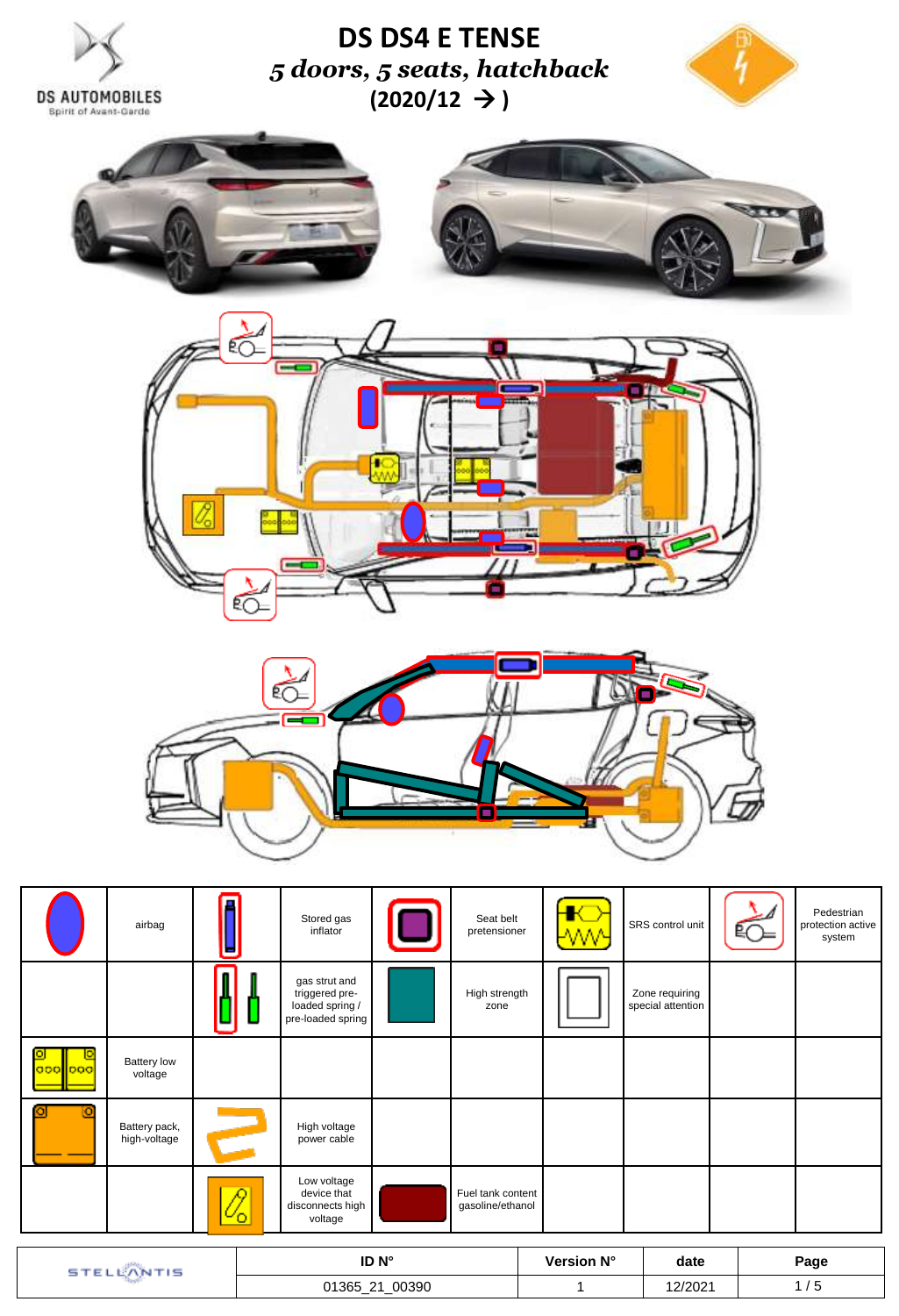# DS DS4 E TENSE

*5 doors, 5 seats, hatchback*

**(2020/12 → )**

DS AUTOMOBILES
Spirit of Avant-Garde

| | airbag | | Stored gas inflator | | Seat belt pretensioner | | SRS control unit | | Pedestrian protection active system |
|---|---|---|---|---|---|---|---|---|---|
| | | | gas strut and triggered pre-loaded spring / pre-loaded spring | | High strength zone | | Zone requiring special attention | | |
| | Battery low voltage | | | | | | | | |
| | Battery pack, high-voltage | | High voltage power cable | | | | | | |
| | | | Low voltage device that disconnects high voltage | | Fuel tank content gasoline/ethanol | | | | |

| STELLANTIS | ID N° | Version N° | date |
|---|---|---|---|
| | 01365_21_00390 | 1 | 12/2021 |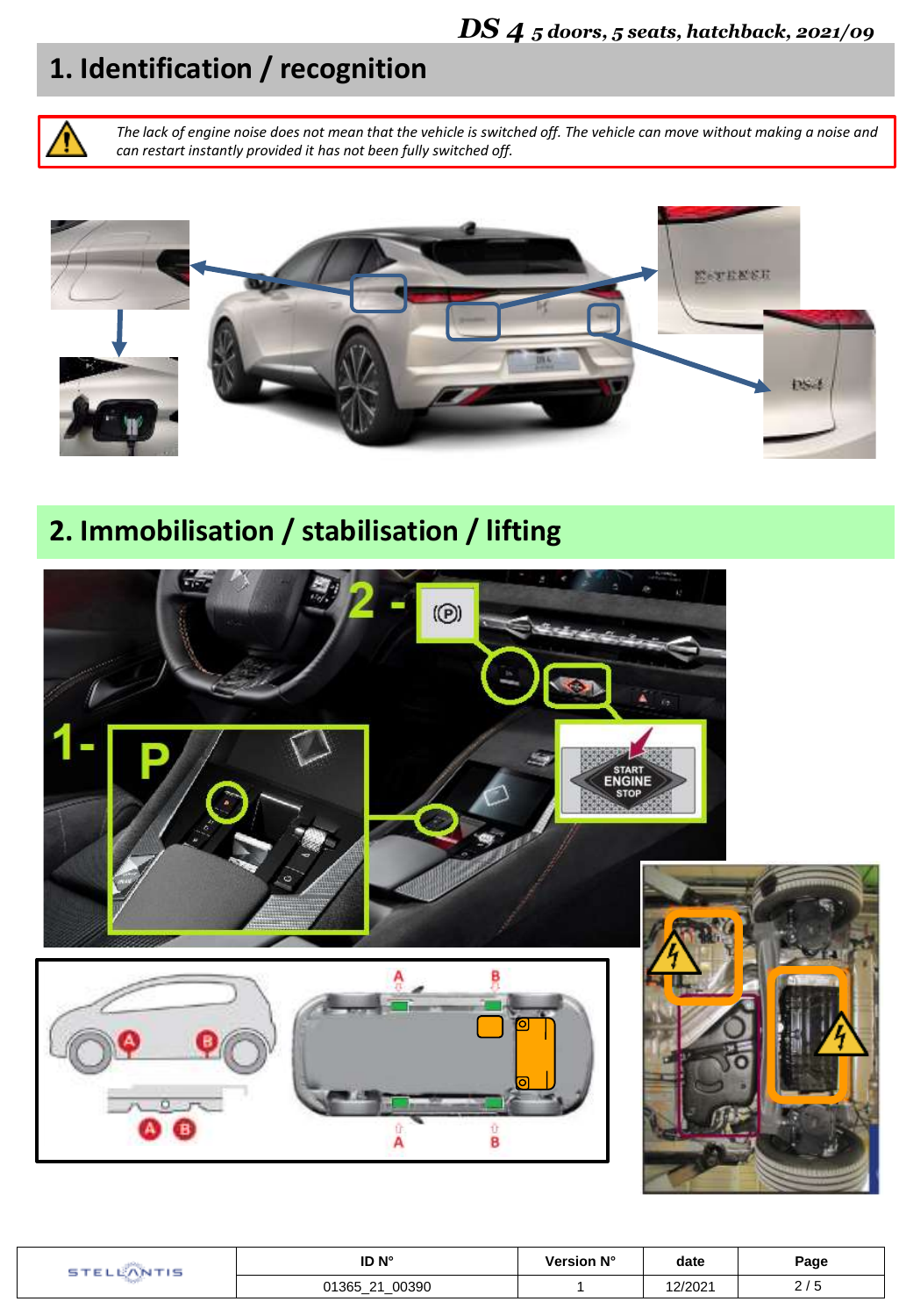# 1. Identification / recognition

*The lack of engine noise does not mean that the vehicle is switched off. The vehicle can move without making a noise and can restart instantly provided it has not been fully switched off.*

# 2. Immobilisation / stabilisation / lifting

1- P

2 - (P)

START ENGINE STOP

A B

A B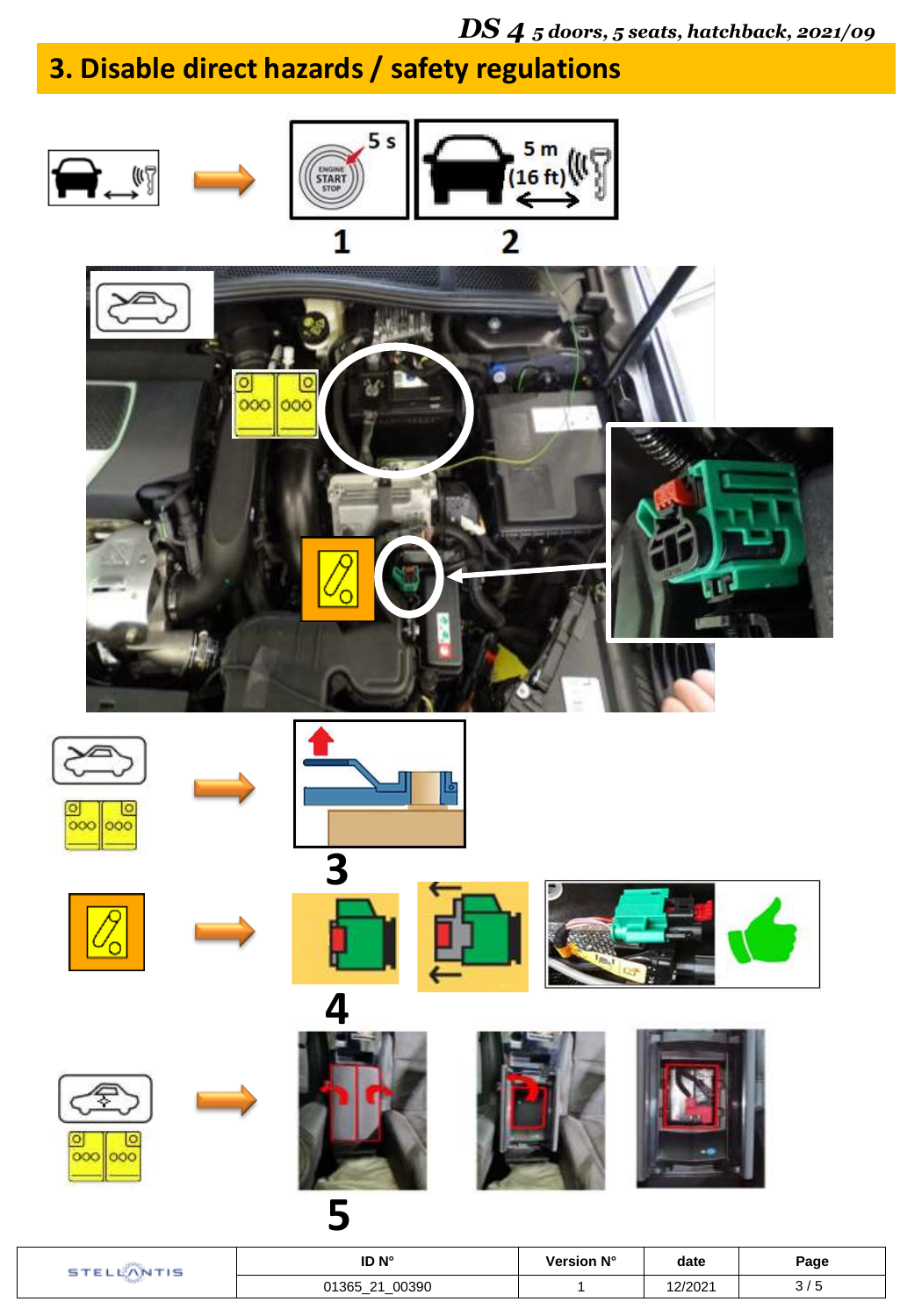# 3. Disable direct hazards / safety regulations

5 s

ENGINE START STOP

1

5 m (16 ft)

2

3

4

5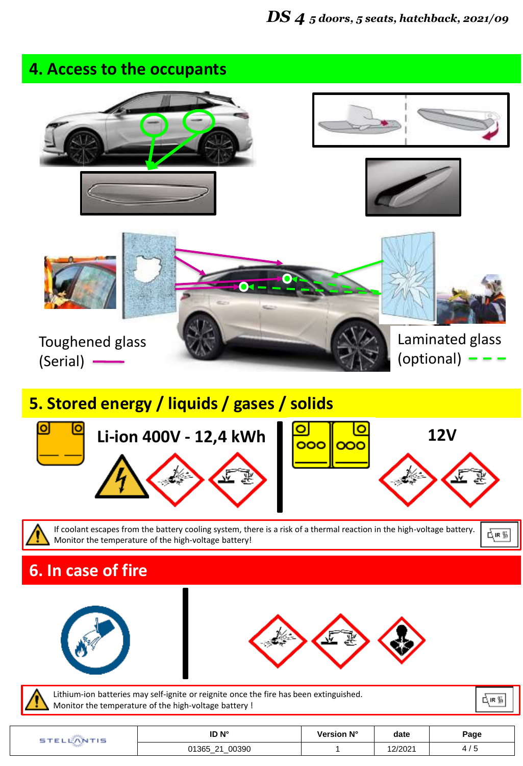*DS 4 5 doors, 5 seats, hatchback, 2021/09*

## 4. Access to the occupants

Toughened glass (Serial)

Laminated glass (optional)

## 5. Stored energy / liquids / gases / solids

**Li-ion 400V - 12,4 kWh**

**12V**

If coolant escapes from the battery cooling system, there is a risk of a thermal reaction in the high-voltage battery. Monitor the temperature of the high-voltage battery!

## 6. In case of fire

Lithium-ion batteries may self-ignite or reignite once the fire has been extinguished. Monitor the temperature of the high-voltage battery !

| | ID N° | Version N° | date | Page |
|---|---|---|---|---|
| STELLANTIS | 01365_21_00390 | 1 | 12/2021 | 4 / 5 |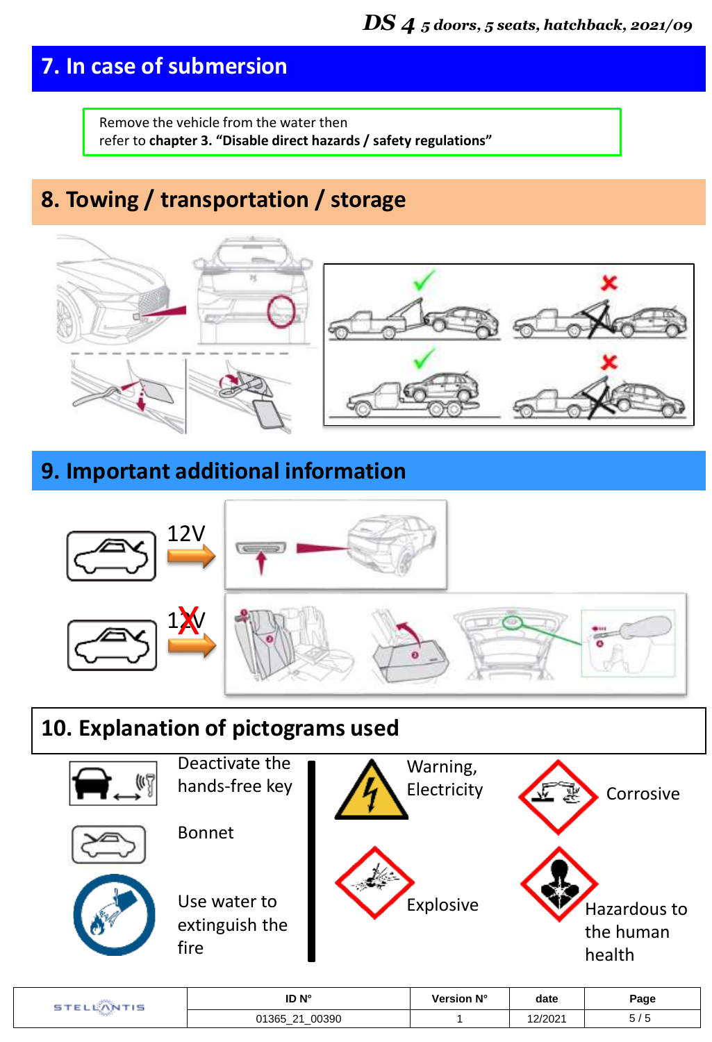## 7. In case of submersion

Remove the vehicle from the water then
refer to **chapter 3. “Disable direct hazards / safety regulations”**

## 8. Towing / transportation / storage

## 9. Important additional information

12V

12V

## 10. Explanation of pictograms used

Deactivate the hands-free key

Bonnet

Use water to extinguish the fire

Warning, Electricity

Corrosive

Explosive

Hazardous to the human health

| | ID N° | Version N° | date | Page |
|---|---|---|---|---|
| STELLANTIS | 01365_21_00390 | 1 | 12/2021 | 5 / 5 |